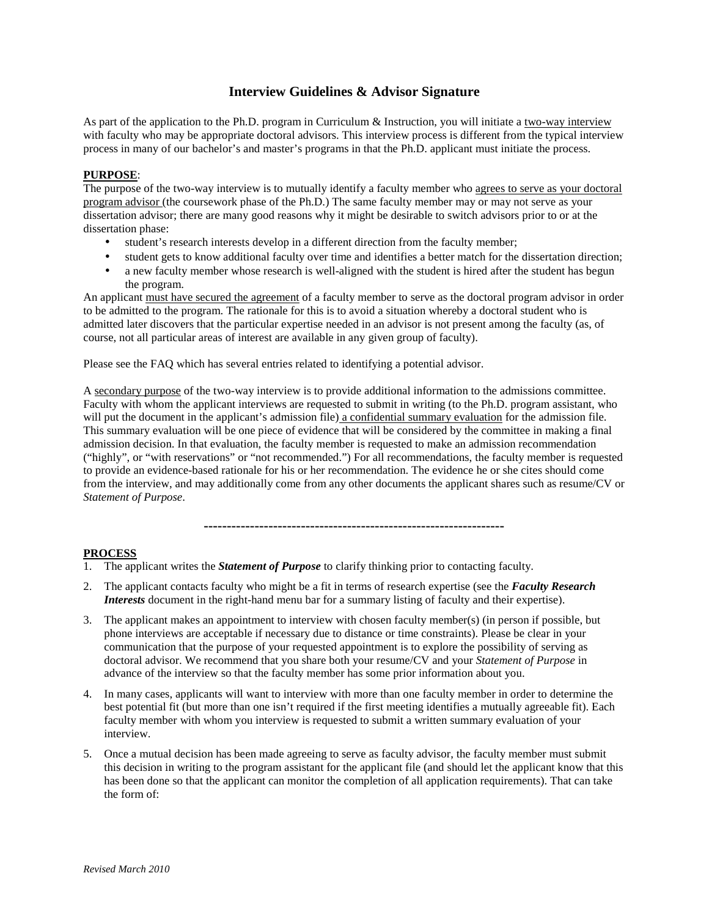# Interview Guidelines & Advisor Signature

As part of the application to the Ph.D. program in Curriculum & Instruction, you will initiate a two-way interview with faculty who may be appropriate doctoral advisors. This interview process is different from the typical interview process in many of our bachelor's and master's programs in that the Ph.D. applicant must initiate the process.

**PURPOSE**:

The purpose of the two-way interview is to mutually identify a faculty member who agrees to serve as your doctoral program advisor (the coursework phase of the Ph.D.) The same faculty member may or may not serve as your dissertation advisor; there are many good reasons why it might be desirable to switch advisors prior to or at the dissertation phase:

- student's research interests develop in a different direction from the faculty member;
- student gets to know additional faculty over time and identifies a better match for the dissertation direction;
- a new faculty member whose research is well-aligned with the student is hired after the student has begun the program.

An applicant must have secured the agreement of a faculty member to serve as the doctoral program advisor in order to be admitted to the program. The rationale for this is to avoid a situation whereby a doctoral student who is admitted later discovers that the particular expertise needed in an advisor is not present among the faculty (as, of course, not all particular areas of interest are available in any given group of faculty).

Please see the FAQ which has several entries related to identifying a potential advisor.

A secondary purpose of the two-way interview is to provide additional information to the admissions committee. Faculty with whom the applicant interviews are requested to submit in writing (to the Ph.D. program assistant, who will put the document in the applicant's admission file) a confidential summary evaluation for the admission file. This summary evaluation will be one piece of evidence that will be considered by the committee in making a final admission decision. In that evaluation, the faculty member is requested to make an admission recommendation ("highly", or "with reservations" or "not recommended.") For all recommendations, the faculty member is requested to provide an evidence-based rationale for his or her recommendation. The evidence he or she cites should come from the interview, and may additionally come from any other documents the applicant shares such as resume/CV or *Statement of Purpose*.

---

**PROCESS**

1. The applicant writes the ***Statement of Purpose*** to clarify thinking prior to contacting faculty.
2. The applicant contacts faculty who might be a fit in terms of research expertise (see the ***Faculty Research Interests*** document in the right-hand menu bar for a summary listing of faculty and their expertise).
3. The applicant makes an appointment to interview with chosen faculty member(s) (in person if possible, but phone interviews are acceptable if necessary due to distance or time constraints). Please be clear in your communication that the purpose of your requested appointment is to explore the possibility of serving as doctoral advisor. We recommend that you share both your resume/CV and your *Statement of Purpose* in advance of the interview so that the faculty member has some prior information about you.
4. In many cases, applicants will want to interview with more than one faculty member in order to determine the best potential fit (but more than one isn't required if the first meeting identifies a mutually agreeable fit). Each faculty member with whom you interview is requested to submit a written summary evaluation of your interview.
5. Once a mutual decision has been made agreeing to serve as faculty advisor, the faculty member must submit this decision in writing to the program assistant for the applicant file (and should let the applicant know that this has been done so that the applicant can monitor the completion of all application requirements). That can take the form of:

*Revised March 2010*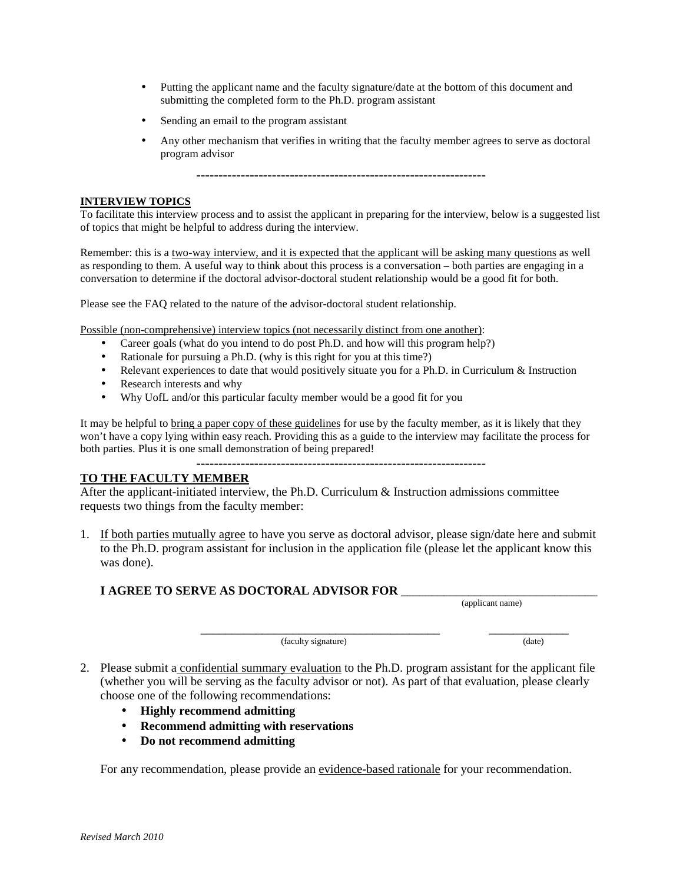- Putting the applicant name and the faculty signature/date at the bottom of this document and submitting the completed form to the Ph.D. program assistant
- Sending an email to the program assistant
- Any other mechanism that verifies in writing that the faculty member agrees to serve as doctoral program advisor

-----------------------------------------------------------------

**INTERVIEW TOPICS**

To facilitate this interview process and to assist the applicant in preparing for the interview, below is a suggested list of topics that might be helpful to address during the interview.

Remember: this is a two-way interview, and it is expected that the applicant will be asking many questions as well as responding to them. A useful way to think about this process is a conversation – both parties are engaging in a conversation to determine if the doctoral advisor-doctoral student relationship would be a good fit for both.

Please see the FAQ related to the nature of the advisor-doctoral student relationship.

Possible (non-comprehensive) interview topics (not necessarily distinct from one another):

- Career goals (what do you intend to do post Ph.D. and how will this program help?)
- Rationale for pursuing a Ph.D. (why is this right for you at this time?)
- Relevant experiences to date that would positively situate you for a Ph.D. in Curriculum & Instruction
- Research interests and why
- Why UofL and/or this particular faculty member would be a good fit for you

It may be helpful to bring a paper copy of these guidelines for use by the faculty member, as it is likely that they won't have a copy lying within easy reach. Providing this as a guide to the interview may facilitate the process for both parties. Plus it is one small demonstration of being prepared!

-----------------------------------------------------------------

**TO THE FACULTY MEMBER**

After the applicant-initiated interview, the Ph.D. Curriculum & Instruction admissions committee requests two things from the faculty member:

1. If both parties mutually agree to have you serve as doctoral advisor, please sign/date here and submit to the Ph.D. program assistant for inclusion in the application file (please let the applicant know this was done).

   **I AGREE TO SERVE AS DOCTORAL ADVISOR FOR** ________________________________
   (applicant name)

   ________________________________________ ______________
   (faculty signature) (date)

2. Please submit a confidential summary evaluation to the Ph.D. program assistant for the applicant file (whether you will be serving as the faculty advisor or not). As part of that evaluation, please clearly choose one of the following recommendations:
   - **Highly recommend admitting**
   - **Recommend admitting with reservations**
   - **Do not recommend admitting**

   For any recommendation, please provide an evidence-based rationale for your recommendation.

*Revised March 2010*